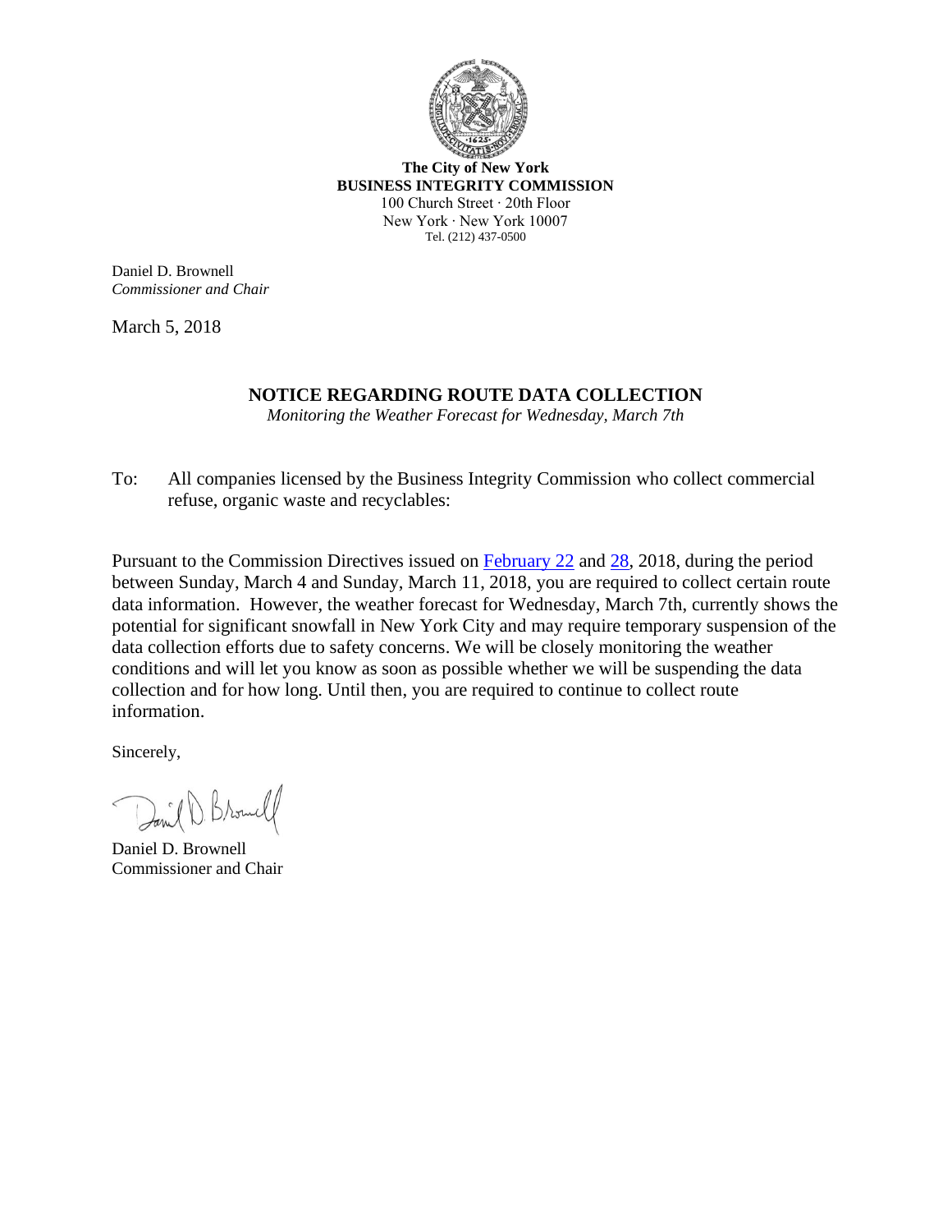**The City of New York**
**BUSINESS INTEGRITY COMMISSION**
100 Church Street · 20th Floor
New York · New York 10007
Tel. (212) 437-0500

Daniel D. Brownell
*Commissioner and Chair*

March 5, 2018

## NOTICE REGARDING ROUTE DATA COLLECTION

*Monitoring the Weather Forecast for Wednesday, March 7th*

To: All companies licensed by the Business Integrity Commission who collect commercial refuse, organic waste and recyclables:

Pursuant to the Commission Directives issued on February 22 and 28, 2018, during the period between Sunday, March 4 and Sunday, March 11, 2018, you are required to collect certain route data information. However, the weather forecast for Wednesday, March 7th, currently shows the potential for significant snowfall in New York City and may require temporary suspension of the data collection efforts due to safety concerns. We will be closely monitoring the weather conditions and will let you know as soon as possible whether we will be suspending the data collection and for how long. Until then, you are required to continue to collect route information.

Sincerely,

Daniel D. Brownell
Commissioner and Chair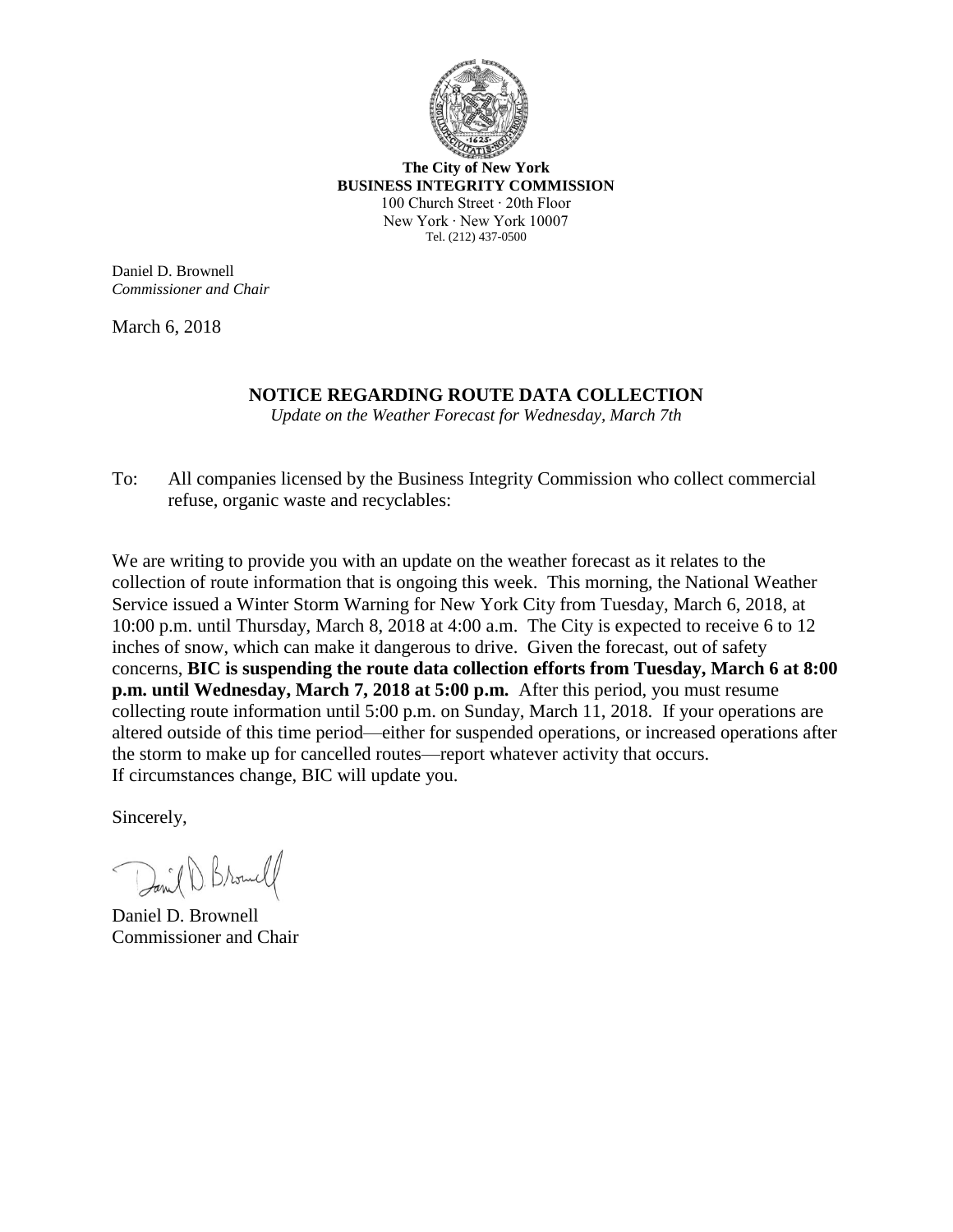**The City of New York**
**BUSINESS INTEGRITY COMMISSION**
100 Church Street · 20th Floor
New York · New York 10007
Tel. (212) 437-0500

Daniel D. Brownell
*Commissioner and Chair*

March 6, 2018

## NOTICE REGARDING ROUTE DATA COLLECTION

*Update on the Weather Forecast for Wednesday, March 7th*

To: All companies licensed by the Business Integrity Commission who collect commercial refuse, organic waste and recyclables:

We are writing to provide you with an update on the weather forecast as it relates to the collection of route information that is ongoing this week. This morning, the National Weather Service issued a Winter Storm Warning for New York City from Tuesday, March 6, 2018, at 10:00 p.m. until Thursday, March 8, 2018 at 4:00 a.m. The City is expected to receive 6 to 12 inches of snow, which can make it dangerous to drive. Given the forecast, out of safety concerns, **BIC is suspending the route data collection efforts from Tuesday, March 6 at 8:00 p.m. until Wednesday, March 7, 2018 at 5:00 p.m.** After this period, you must resume collecting route information until 5:00 p.m. on Sunday, March 11, 2018. If your operations are altered outside of this time period—either for suspended operations, or increased operations after the storm to make up for cancelled routes—report whatever activity that occurs. If circumstances change, BIC will update you.

Sincerely,

Daniel D. Brownell
Commissioner and Chair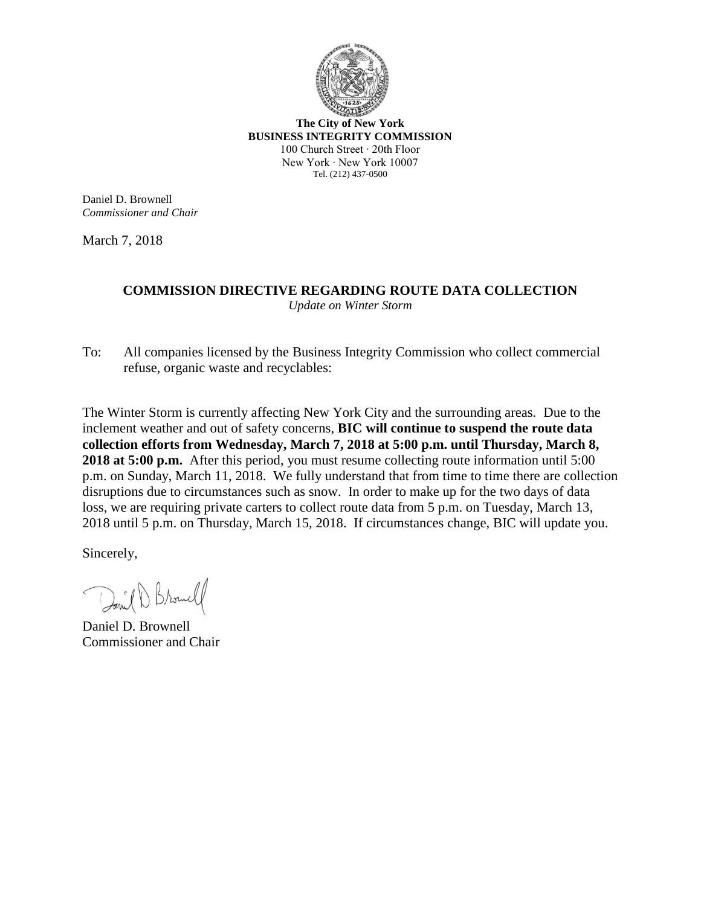**The City of New York**
**BUSINESS INTEGRITY COMMISSION**
100 Church Street · 20th Floor
New York · New York 10007
Tel. (212) 437-0500

Daniel D. Brownell
*Commissioner and Chair*

March 7, 2018

## COMMISSION DIRECTIVE REGARDING ROUTE DATA COLLECTION

*Update on Winter Storm*

To: All companies licensed by the Business Integrity Commission who collect commercial refuse, organic waste and recyclables:

The Winter Storm is currently affecting New York City and the surrounding areas. Due to the inclement weather and out of safety concerns, **BIC will continue to suspend the route data collection efforts from Wednesday, March 7, 2018 at 5:00 p.m. until Thursday, March 8, 2018 at 5:00 p.m.** After this period, you must resume collecting route information until 5:00 p.m. on Sunday, March 11, 2018. We fully understand that from time to time there are collection disruptions due to circumstances such as snow. In order to make up for the two days of data loss, we are requiring private carters to collect route data from 5 p.m. on Tuesday, March 13, 2018 until 5 p.m. on Thursday, March 15, 2018. If circumstances change, BIC will update you.

Sincerely,

Daniel D. Brownell
Commissioner and Chair